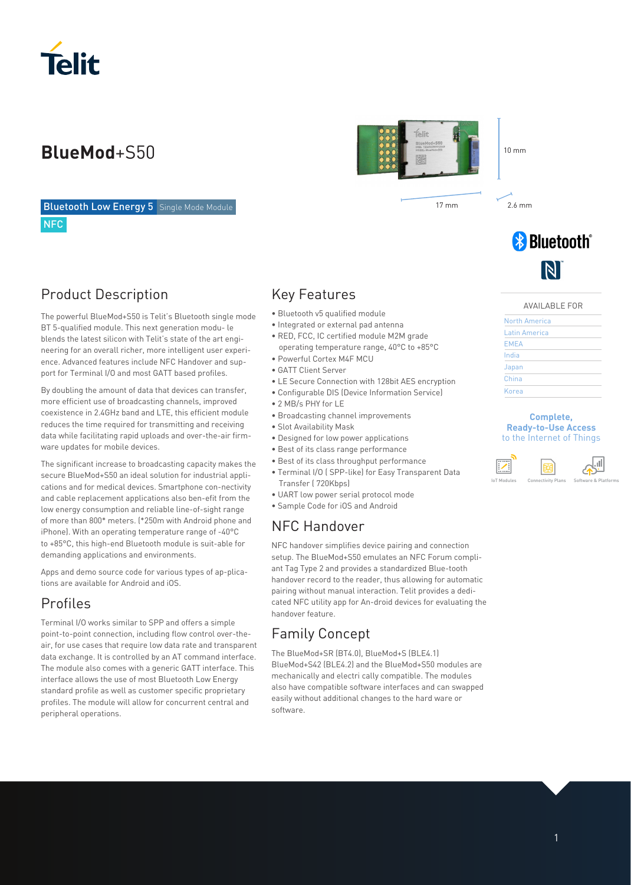# BlueMod+S50

Bluetooth Low Energy 5 Single Mode Module

NFC

10 mm

17 mm

2.6 mm

## Product Description

The powerful BlueMod+S50 is Telit's Bluetooth single mode BT 5-qualified module. This next generation modu- le blends the latest silicon with Telit's state of the art engi- neering for an overall richer, more intelligent user experi- ence. Advanced features include NFC Handover and sup- port for Terminal I/O and most GATT based profiles.

By doubling the amount of data that devices can transfer, more efficient use of broadcasting channels, improved coexistence in 2.4GHz band and LTE, this efficient module reduces the time required for transmitting and receiving data while facilitating rapid uploads and over-the-air firm- ware updates for mobile devices.

The significant increase to broadcasting capacity makes the secure BlueMod+S50 an ideal solution for industrial appli- cations and for medical devices. Smartphone con-nectivity and cable replacement applications also ben-efit from the low energy consumption and reliable line-of-sight range of more than 800* meters. (*250m with Android phone and iPhone). With an operating temperature range of -40°C to +85°C, this high-end Bluetooth module is suit-able for demanding applications and environments.

Apps and demo source code for various types of ap-plica- tions are available for Android and iOS.

## Profiles

Terminal I/O works similar to SPP and offers a simple point-to-point connection, including flow control over-the- air, for use cases that require low data rate and transparent data exchange. It is controlled by an AT command interface. The module also comes with a generic GATT interface. This interface allows the use of most Bluetooth Low Energy standard profile as well as customer specific proprietary profiles. The module will allow for concurrent central and peripheral operations.

## Key Features

- Bluetooth v5 qualified module
- Integrated or external pad antenna
- RED, FCC, IC certified module M2M grade operating temperature range, 40°C to +85°C
- Powerful Cortex M4F MCU
- GATT Client Server
- LE Secure Connection with 128bit AES encryption
- Configurable DIS (Device Information Service)
- 2 MB/s PHY for LE
- Broadcasting channel improvements
- Slot Availability Mask
- Designed for low power applications
- Best of its class range performance
- Best of its class throughput performance
- Terminal I/O ( SPP-like) for Easy Transparent Data Transfer ( 720Kbps)
- UART low power serial protocol mode
- Sample Code for iOS and Android

## NFC Handover

NFC handover simplifies device pairing and connection setup. The BlueMod+S50 emulates an NFC Forum compli- ant Tag Type 2 and provides a standardized Blue-tooth handover record to the reader, thus allowing for automatic pairing without manual interaction. Telit provides a dedi- cated NFC utility app for An-droid devices for evaluating the handover feature.

## Family Concept

The BlueMod+SR (BT4.0), BlueMod+S (BLE4.1) BlueMod+S42 (BLE4.2) and the BlueMod+S50 modules are mechanically and electri cally compatible. The modules also have compatible software interfaces and can swapped easily without additional changes to the hard ware or software.

AVAILABLE FOR

- North America
- Latin America
- EMEA
- India
- Japan
- China
- Korea

**Complete, Ready-to-Use Access** to the Internet of Things

IoT Modules | Connectivity Plans | Software & Platforms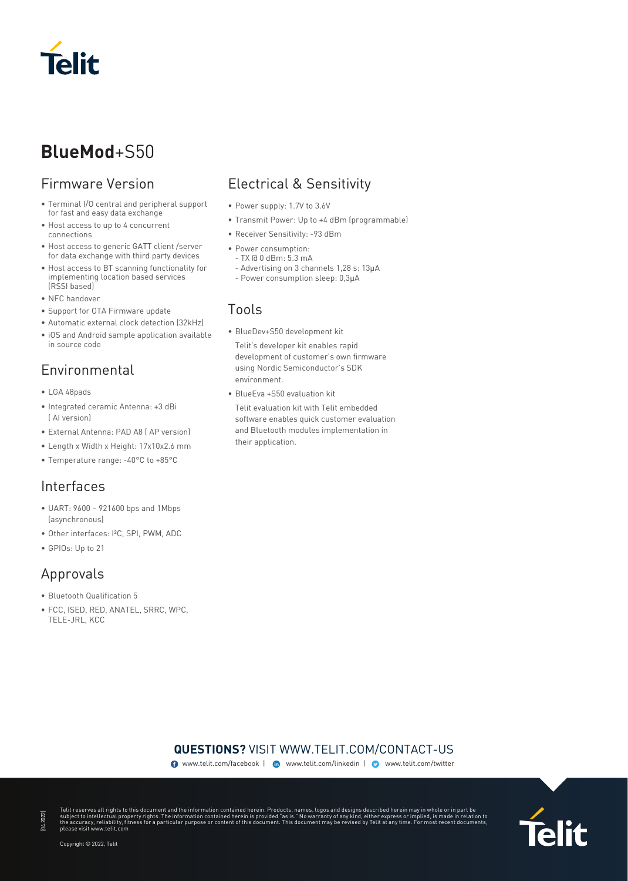# **BlueMod**+S50

## Firmware Version

- Terminal I/O central and peripheral support for fast and easy data exchange
- Host access to up to 4 concurrent connections
- Host access to generic GATT client /server for data exchange with third party devices
- Host access to BT scanning functionality for implementing location based services (RSSI based)
- NFC handover
- Support for OTA Firmware update
- Automatic external clock detection (32kHz)
- iOS and Android sample application available in source code

## Environmental

- LGA 48pads
- Integrated ceramic Antenna: +3 dBi ( AI version)
- External Antenna: PAD A8 ( AP version)
- Length x Width x Height: 17x10x2.6 mm
- Temperature range: -40°C to +85°C

## Interfaces

- UART: 9600 – 921600 bps and 1Mbps (asynchronous)
- Other interfaces: I²C, SPI, PWM, ADC
- GPIOs: Up to 21

## Approvals

- Bluetooth Qualification 5
- FCC, ISED, RED, ANATEL, SRRC, WPC, TELE-JRL, KCC

## Electrical & Sensitivity

- Power supply: 1.7V to 3.6V
- Transmit Power: Up to +4 dBm (programmable)
- Receiver Sensitivity: -93 dBm
- Power consumption:
  - TX @ 0 dBm: 5.3 mA
  - Advertising on 3 channels 1,28 s: 13µA
  - Power consumption sleep: 0,3µA

## Tools

- BlueDev+S50 development kit

  Telit's developer kit enables rapid development of customer's own firmware using Nordic Semiconductor's SDK environment.

- BlueEva +S50 evaluation kit

  Telit evaluation kit with Telit embedded software enables quick customer evaluation and Bluetooth modules implementation in their application.

**QUESTIONS?** VISIT WWW.TELIT.COM/CONTACT-US

www.telit.com/facebook | www.telit.com/linkedin | www.telit.com/twitter

Telit reserves all rights to this document and the information contained herein. Products, names, logos and designs described herein may in whole or in part be subject to intellectual property rights. The information contained herein is provided "as is." No warranty of any kind, either express or implied, is made in relation to the accuracy, reliability, fitness for a particular purpose or content of this document. This document may be revised by Telit at any time. For most recent documents, please visit www.telit.com

Copyright © 2022, Telit

[04.2022]